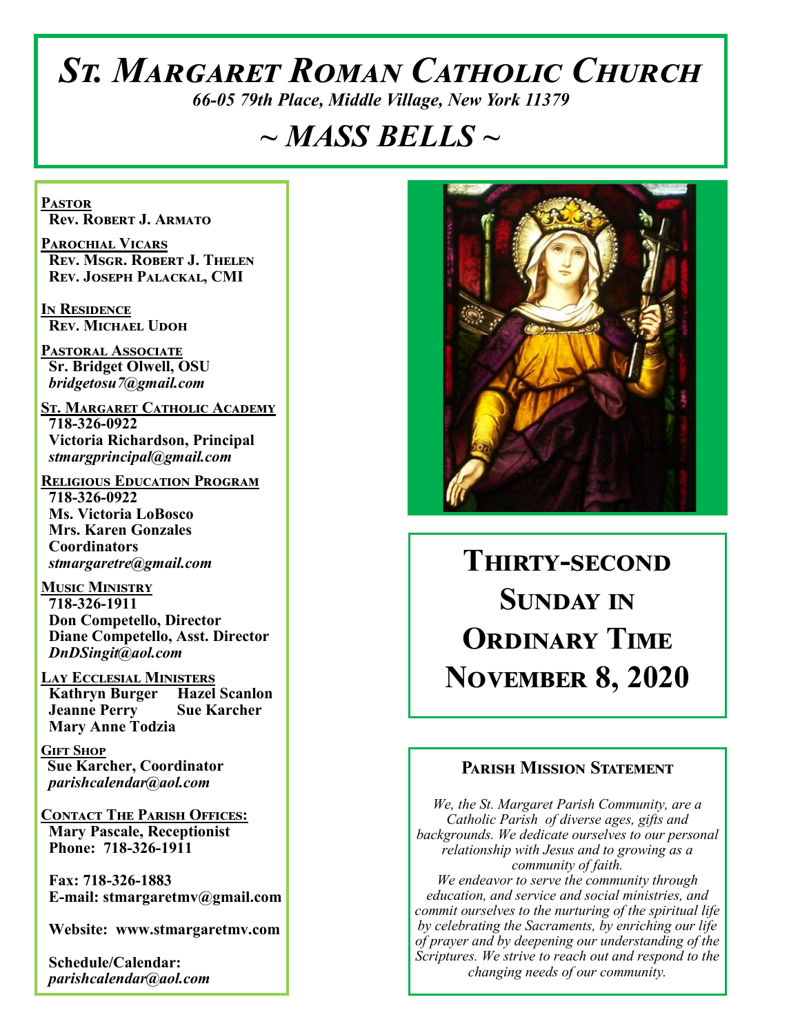# *St. Margaret Roman Catholic Church*

*66-05 79th Place, Middle Village, New York 11379*

## *~ MASS BELLS ~*

**Pastor**
Rev. Robert J. Armato

**Parochial Vicars**
Rev. Msgr. Robert J. Thelen
Rev. Joseph Palackal, CMI

**In Residence**
Rev. Michael Udoh

**Pastoral Associate**
Sr. Bridget Olwell, OSU
*bridgetosu7@gmail.com*

**St. Margaret Catholic Academy**
718-326-0922
Victoria Richardson, Principal
*stmargprincipal@gmail.com*

**Religious Education Program**
718-326-0922
Ms. Victoria LoBosco
Mrs. Karen Gonzales
Coordinators
*stmargaretre@gmail.com*

**Music Ministry**
718-326-1911
Don Competello, Director
Diane Competello, Asst. Director
*DnDSingit@aol.com*

**Lay Ecclesial Ministers**
Kathryn Burger
Hazel Scanlon
Jeanne Perry
Sue Karcher
Mary Anne Todzia

**Gift Shop**
Sue Karcher, Coordinator
*parishcalendar@aol.com*

**Contact The Parish Offices:**
Mary Pascale, Receptionist
Phone: 718-326-1911

Fax: 718-326-1883
E-mail: stmargaretmv@gmail.com

Website: www.stmargaretmv.com

Schedule/Calendar:
*parishcalendar@aol.com*

# Thirty-second Sunday in Ordinary Time
# November 8, 2020

### Parish Mission Statement

*We, the St. Margaret Parish Community, are a Catholic Parish of diverse ages, gifts and backgrounds. We dedicate ourselves to our personal relationship with Jesus and to growing as a community of faith.*
*We endeavor to serve the community through education, and service and social ministries, and commit ourselves to the nurturing of the spiritual life by celebrating the Sacraments, by enriching our life of prayer and by deepening our understanding of the Scriptures. We strive to reach out and respond to the changing needs of our community.*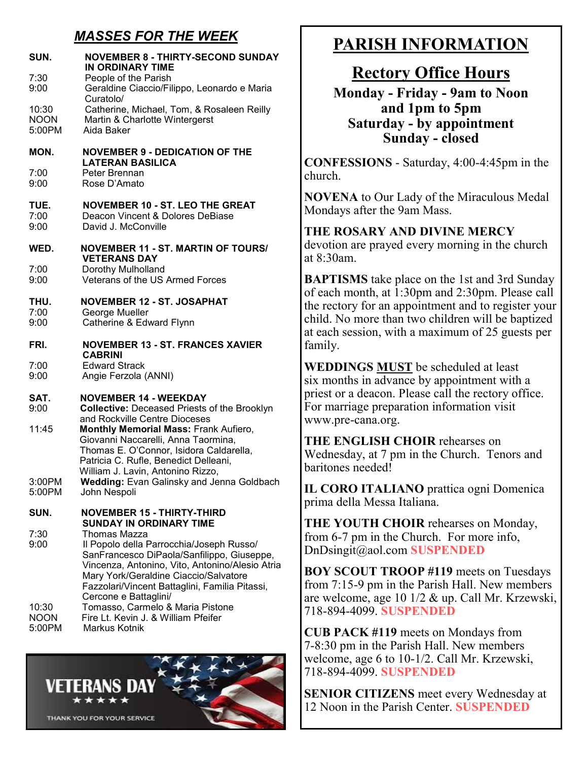## *MASSES FOR THE WEEK*

**SUN. NOVEMBER 8 - THIRTY-SECOND SUNDAY IN ORDINARY TIME**

| | |
|---|---|
| 7:30 | People of the Parish |
| 9:00 | Geraldine Ciaccio/Filippo, Leonardo e Maria Curatolo/ |
| 10:30 | Catherine, Michael, Tom, & Rosaleen Reilly |
| NOON | Martin & Charlotte Wintergerst |
| 5:00PM | Aida Baker |

**MON. NOVEMBER 9 - DEDICATION OF THE LATERAN BASILICA**

| | |
|---|---|
| 7:00 | Peter Brennan |
| 9:00 | Rose D'Amato |

**TUE. NOVEMBER 10 - ST. LEO THE GREAT**

| | |
|---|---|
| 7:00 | Deacon Vincent & Dolores DeBiase |
| 9:00 | David J. McConville |

**WED. NOVEMBER 11 - ST. MARTIN OF TOURS/ VETERANS DAY**

| | |
|---|---|
| 7:00 | Dorothy Mulholland |
| 9:00 | Veterans of the US Armed Forces |

**THU. NOVEMBER 12 - ST. JOSAPHAT**

| | |
|---|---|
| 7:00 | George Mueller |
| 9:00 | Catherine & Edward Flynn |

**FRI. NOVEMBER 13 - ST. FRANCES XAVIER CABRINI**

| | |
|---|---|
| 7:00 | Edward Strack |
| 9:00 | Angie Ferzola (ANNI) |

**SAT. NOVEMBER 14 - WEEKDAY**

| | |
|---|---|
| 9:00 | **Collective:** Deceased Priests of the Brooklyn and Rockville Centre Dioceses |
| 11:45 | **Monthly Memorial Mass:** Frank Aufiero, Giovanni Naccarelli, Anna Taormina, Thomas E. O'Connor, Isidora Caldarella, Patricia C. Rufle, Benedict Delleani, William J. Lavin, Antonino Rizzo, |
| 3:00PM | **Wedding:** Evan Galinsky and Jenna Goldbach |
| 5:00PM | John Nespoli |

**SUN. NOVEMBER 15 - THIRTY-THIRD SUNDAY IN ORDINARY TIME**

| | |
|---|---|
| 7:30 | Thomas Mazza |
| 9:00 | Il Popolo della Parrocchia/Joseph Russo/ SanFrancesco DiPaola/Sanfilippo, Giuseppe, Vincenza, Antonino, Vito, Antonino/Alesio Atria Mary York/Geraldine Ciaccio/Salvatore Fazzolari/Vincent Battaglini, Familia Pitassi, Cercone e Battaglini/ |
| 10:30 | Tomasso, Carmelo & Maria Pistone |
| NOON | Fire Lt. Kevin J. & William Pfeifer |
| 5:00PM | Markus Kotnik |

VETERANS DAY
★★★★★
THANK YOU FOR YOUR SERVICE

# PARISH INFORMATION

## Rectory Office Hours

**Monday - Friday - 9am to Noon and 1pm to 5pm**
**Saturday - by appointment**
**Sunday - closed**

**CONFESSIONS** - Saturday, 4:00-4:45pm in the church.

**NOVENA** to Our Lady of the Miraculous Medal Mondays after the 9am Mass.

**THE ROSARY AND DIVINE MERCY** devotion are prayed every morning in the church at 8:30am.

**BAPTISMS** take place on the 1st and 3rd Sunday of each month, at 1:30pm and 2:30pm. Please call the rectory for an appointment and to register your child. No more than two children will be baptized at each session, with a maximum of 25 guests per family.

**WEDDINGS MUST** be scheduled at least six months in advance by appointment with a priest or a deacon. Please call the rectory office. For marriage preparation information visit www.pre-cana.org.

**THE ENGLISH CHOIR** rehearses on Wednesday, at 7 pm in the Church. Tenors and baritones needed!

**IL CORO ITALIANO** prattica ogni Domenica prima della Messa Italiana.

**THE YOUTH CHOIR** rehearses on Monday, from 6-7 pm in the Church. For more info, DnDsingit@aol.com **SUSPENDED**

**BOY SCOUT TROOP #119** meets on Tuesdays from 7:15-9 pm in the Parish Hall. New members are welcome, age 10 1/2 & up. Call Mr. Krzewski, 718-894-4099. **SUSPENDED**

**CUB PACK #119** meets on Mondays from 7-8:30 pm in the Parish Hall. New members welcome, age 6 to 10-1/2. Call Mr. Krzewski, 718-894-4099. **SUSPENDED**

**SENIOR CITIZENS** meet every Wednesday at 12 Noon in the Parish Center. **SUSPENDED**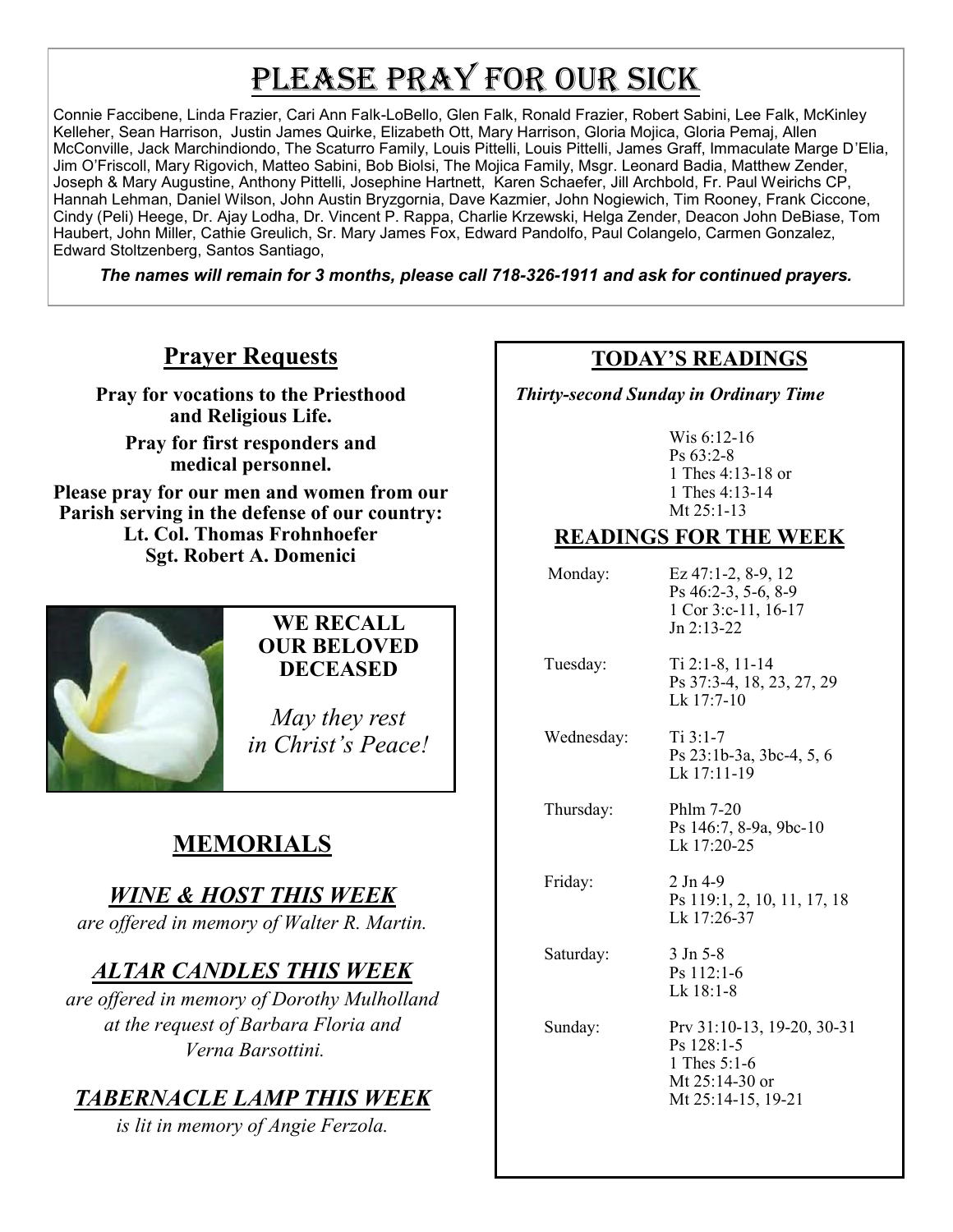# Please Pray for Our Sick

Connie Faccibene, Linda Frazier, Cari Ann Falk-LoBello, Glen Falk, Ronald Frazier, Robert Sabini, Lee Falk, McKinley Kelleher, Sean Harrison, Justin James Quirke, Elizabeth Ott, Mary Harrison, Gloria Mojica, Gloria Pemaj, Allen McConville, Jack Marchindiondo, The Scaturro Family, Louis Pittelli, Louis Pittelli, James Graff, Immaculate Marge D'Elia, Jim O'Friscoll, Mary Rigovich, Matteo Sabini, Bob Biolsi, The Mojica Family, Msgr. Leonard Badia, Matthew Zender, Joseph & Mary Augustine, Anthony Pittelli, Josephine Hartnett, Karen Schaefer, Jill Archbold, Fr. Paul Weirichs CP, Hannah Lehman, Daniel Wilson, John Austin Bryzgornia, Dave Kazmier, John Nogiewich, Tim Rooney, Frank Ciccone, Cindy (Peli) Heege, Dr. Ajay Lodha, Dr. Vincent P. Rappa, Charlie Krzewski, Helga Zender, Deacon John DeBiase, Tom Haubert, John Miller, Cathie Greulich, Sr. Mary James Fox, Edward Pandolfo, Paul Colangelo, Carmen Gonzalez, Edward Stoltzenberg, Santos Santiago,

***The names will remain for 3 months, please call 718-326-1911 and ask for continued prayers.***

## Prayer Requests

**Pray for vocations to the Priesthood and Religious Life.**

**Pray for first responders and medical personnel.**

**Please pray for our men and women from our Parish serving in the defense of our country:**
**Lt. Col. Thomas Frohnhoefer**
**Sgt. Robert A. Domenici**

**WE RECALL OUR BELOVED DECEASED**

*May they rest in Christ's Peace!*

## MEMORIALS

### *WINE & HOST THIS WEEK*

*are offered in memory of Walter R. Martin.*

### *ALTAR CANDLES THIS WEEK*

*are offered in memory of Dorothy Mulholland at the request of Barbara Floria and Verna Barsottini.*

### *TABERNACLE LAMP THIS WEEK*

*is lit in memory of Angie Ferzola.*

## TODAY'S READINGS

*Thirty-second Sunday in Ordinary Time*

Wis 6:12-16
Ps 63:2-8
1 Thes 4:13-18 or
1 Thes 4:13-14
Mt 25:1-13

## READINGS FOR THE WEEK

| | |
|---|---|
| Monday: | Ez 47:1-2, 8-9, 12<br>Ps 46:2-3, 5-6, 8-9<br>1 Cor 3:c-11, 16-17<br>Jn 2:13-22 |
| Tuesday: | Ti 2:1-8, 11-14<br>Ps 37:3-4, 18, 23, 27, 29<br>Lk 17:7-10 |
| Wednesday: | Ti 3:1-7<br>Ps 23:1b-3a, 3bc-4, 5, 6<br>Lk 17:11-19 |
| Thursday: | Phlm 7-20<br>Ps 146:7, 8-9a, 9bc-10<br>Lk 17:20-25 |
| Friday: | 2 Jn 4-9<br>Ps 119:1, 2, 10, 11, 17, 18<br>Lk 17:26-37 |
| Saturday: | 3 Jn 5-8<br>Ps 112:1-6<br>Lk 18:1-8 |
| Sunday: | Prv 31:10-13, 19-20, 30-31<br>Ps 128:1-5<br>1 Thes 5:1-6<br>Mt 25:14-30 or<br>Mt 25:14-15, 19-21 |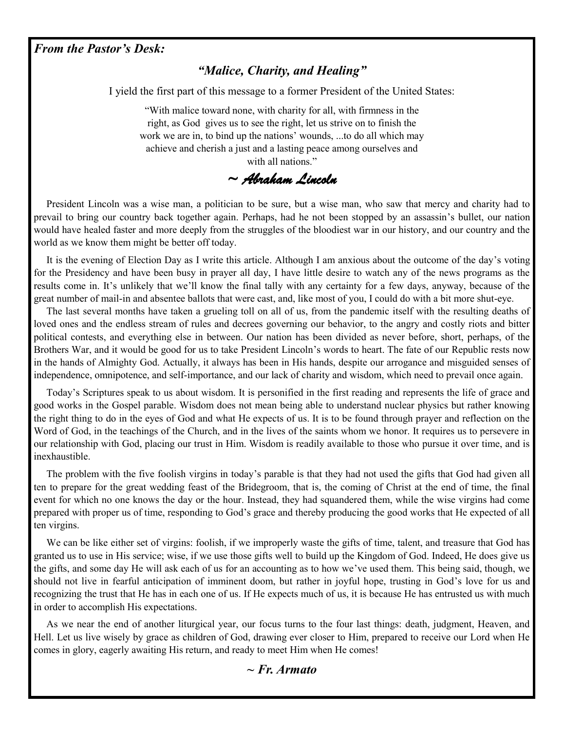***From the Pastor's Desk:***

## *"Malice, Charity, and Healing"*

I yield the first part of this message to a former President of the United States:

> "With malice toward none, with charity for all, with firmness in the right, as God gives us to see the right, let us strive on to finish the work we are in, to bind up the nations' wounds, ...to do all which may achieve and cherish a just and a lasting peace among ourselves and with all nations."
>
> *~ Abraham Lincoln*

President Lincoln was a wise man, a politician to be sure, but a wise man, who saw that mercy and charity had to prevail to bring our country back together again. Perhaps, had he not been stopped by an assassin's bullet, our nation would have healed faster and more deeply from the struggles of the bloodiest war in our history, and our country and the world as we know them might be better off today.

It is the evening of Election Day as I write this article. Although I am anxious about the outcome of the day's voting for the Presidency and have been busy in prayer all day, I have little desire to watch any of the news programs as the results come in. It's unlikely that we'll know the final tally with any certainty for a few days, anyway, because of the great number of mail-in and absentee ballots that were cast, and, like most of you, I could do with a bit more shut-eye.

The last several months have taken a grueling toll on all of us, from the pandemic itself with the resulting deaths of loved ones and the endless stream of rules and decrees governing our behavior, to the angry and costly riots and bitter political contests, and everything else in between. Our nation has been divided as never before, short, perhaps, of the Brothers War, and it would be good for us to take President Lincoln's words to heart. The fate of our Republic rests now in the hands of Almighty God. Actually, it always has been in His hands, despite our arrogance and misguided senses of independence, omnipotence, and self-importance, and our lack of charity and wisdom, which need to prevail once again.

Today's Scriptures speak to us about wisdom. It is personified in the first reading and represents the life of grace and good works in the Gospel parable. Wisdom does not mean being able to understand nuclear physics but rather knowing the right thing to do in the eyes of God and what He expects of us. It is to be found through prayer and reflection on the Word of God, in the teachings of the Church, and in the lives of the saints whom we honor. It requires us to persevere in our relationship with God, placing our trust in Him. Wisdom is readily available to those who pursue it over time, and is inexhaustible.

The problem with the five foolish virgins in today's parable is that they had not used the gifts that God had given all ten to prepare for the great wedding feast of the Bridegroom, that is, the coming of Christ at the end of time, the final event for which no one knows the day or the hour. Instead, they had squandered them, while the wise virgins had come prepared with proper us of time, responding to God's grace and thereby producing the good works that He expected of all ten virgins.

We can be like either set of virgins: foolish, if we improperly waste the gifts of time, talent, and treasure that God has granted us to use in His service; wise, if we use those gifts well to build up the Kingdom of God. Indeed, He does give us the gifts, and some day He will ask each of us for an accounting as to how we've used them. This being said, though, we should not live in fearful anticipation of imminent doom, but rather in joyful hope, trusting in God's love for us and recognizing the trust that He has in each one of us. If He expects much of us, it is because He has entrusted us with much in order to accomplish His expectations.

As we near the end of another liturgical year, our focus turns to the four last things: death, judgment, Heaven, and Hell. Let us live wisely by grace as children of God, drawing ever closer to Him, prepared to receive our Lord when He comes in glory, eagerly awaiting His return, and ready to meet Him when He comes!

***~ Fr. Armato***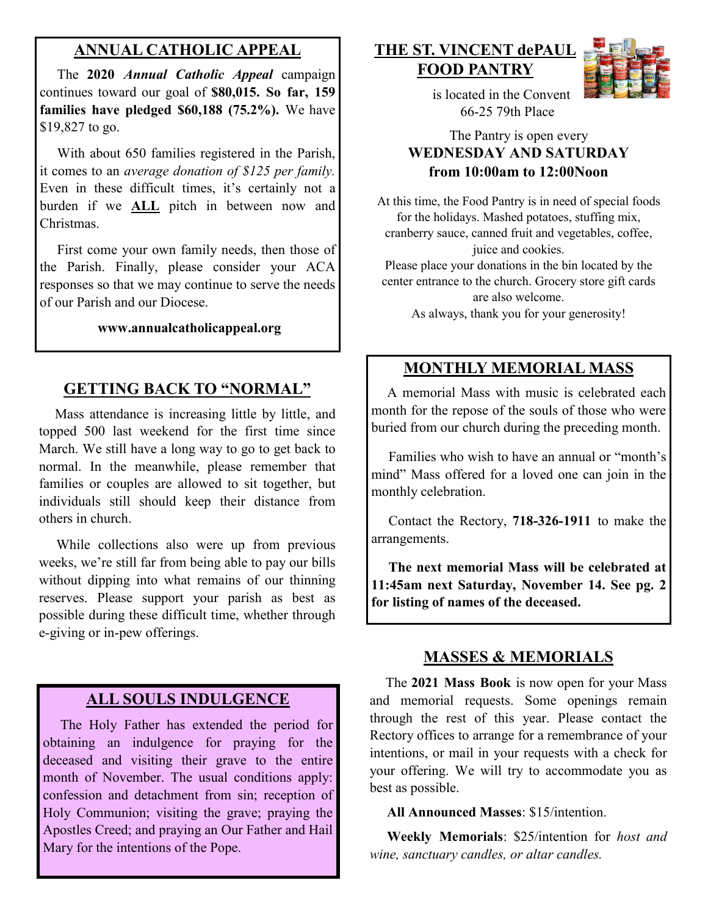## ANNUAL CATHOLIC APPEAL

The **2020 *Annual Catholic Appeal*** campaign continues toward our goal of **$80,015. So far, 159 families have pledged $60,188 (75.2%).** We have $19,827 to go.

With about 650 families registered in the Parish, it comes to an *average donation of $125 per family.* Even in these difficult times, it's certainly not a burden if we **ALL** pitch in between now and Christmas.

First come your own family needs, then those of the Parish. Finally, please consider your ACA responses so that we may continue to serve the needs of our Parish and our Diocese.

**www.annualcatholicappeal.org**

## GETTING BACK TO "NORMAL"

Mass attendance is increasing little by little, and topped 500 last weekend for the first time since March. We still have a long way to go to get back to normal. In the meanwhile, please remember that families or couples are allowed to sit together, but individuals still should keep their distance from others in church.

While collections also were up from previous weeks, we're still far from being able to pay our bills without dipping into what remains of our thinning reserves. Please support your parish as best as possible during these difficult time, whether through e-giving or in-pew offerings.

## ALL SOULS INDULGENCE

The Holy Father has extended the period for obtaining an indulgence for praying for the deceased and visiting their grave to the entire month of November. The usual conditions apply: confession and detachment from sin; reception of Holy Communion; visiting the grave; praying the Apostles Creed; and praying an Our Father and Hail Mary for the intentions of the Pope.

## THE ST. VINCENT dePAUL FOOD PANTRY

is located in the Convent
66-25 79th Place

The Pantry is open every
**WEDNESDAY AND SATURDAY**
**from 10:00am to 12:00Noon**

At this time, the Food Pantry is in need of special foods for the holidays. Mashed potatoes, stuffing mix, cranberry sauce, canned fruit and vegetables, coffee, juice and cookies.
Please place your donations in the bin located by the center entrance to the church. Grocery store gift cards are also welcome.
As always, thank you for your generosity!

## MONTHLY MEMORIAL MASS

A memorial Mass with music is celebrated each month for the repose of the souls of those who were buried from our church during the preceding month.

Families who wish to have an annual or "month's mind" Mass offered for a loved one can join in the monthly celebration.

Contact the Rectory, **718-326-1911** to make the arrangements.

**The next memorial Mass will be celebrated at 11:45am next Saturday, November 14. See pg. 2 for listing of names of the deceased.**

## MASSES & MEMORIALS

The **2021 Mass Book** is now open for your Mass and memorial requests. Some openings remain through the rest of this year. Please contact the Rectory offices to arrange for a remembrance of your intentions, or mail in your requests with a check for your offering. We will try to accommodate you as best as possible.

**All Announced Masses**: $15/intention.

**Weekly Memorials**: $25/intention for *host and wine, sanctuary candles, or altar candles.*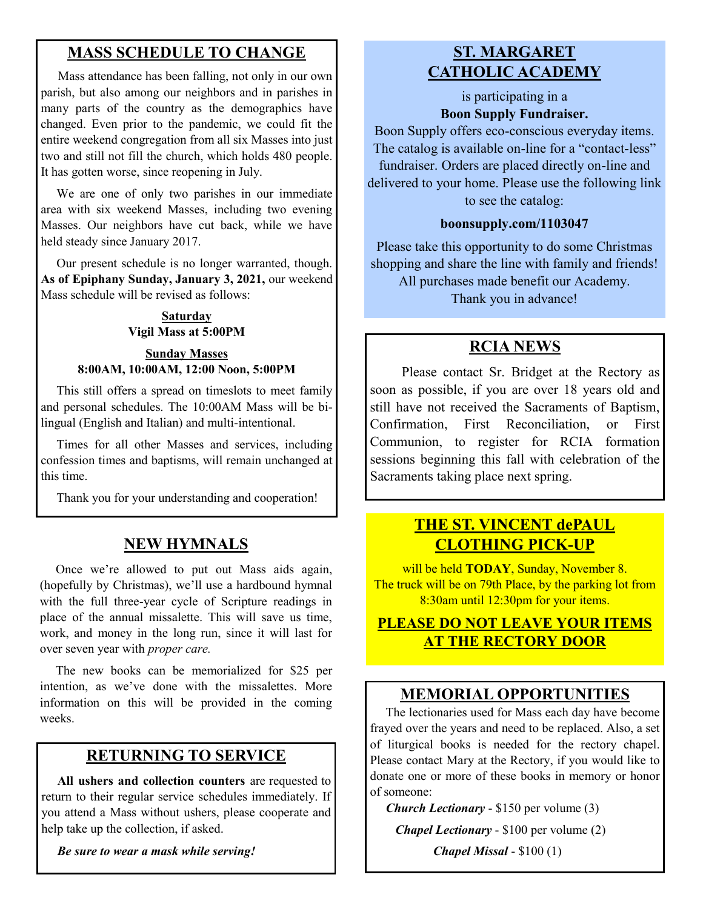## MASS SCHEDULE TO CHANGE

Mass attendance has been falling, not only in our own parish, but also among our neighbors and in parishes in many parts of the country as the demographics have changed. Even prior to the pandemic, we could fit the entire weekend congregation from all six Masses into just two and still not fill the church, which holds 480 people. It has gotten worse, since reopening in July.

We are one of only two parishes in our immediate area with six weekend Masses, including two evening Masses. Our neighbors have cut back, while we have held steady since January 2017.

Our present schedule is no longer warranted, though. **As of Epiphany Sunday, January 3, 2021,** our weekend Mass schedule will be revised as follows:

**Saturday**
**Vigil Mass at 5:00PM**

**Sunday Masses**
**8:00AM, 10:00AM, 12:00 Noon, 5:00PM**

This still offers a spread on timeslots to meet family and personal schedules. The 10:00AM Mass will be bilingual (English and Italian) and multi-intentional.

Times for all other Masses and services, including confession times and baptisms, will remain unchanged at this time.

Thank you for your understanding and cooperation!

## NEW HYMNALS

Once we're allowed to put out Mass aids again, (hopefully by Christmas), we'll use a hardbound hymnal with the full three-year cycle of Scripture readings in place of the annual missalette. This will save us time, work, and money in the long run, since it will last for over seven year with *proper care.*

The new books can be memorialized for $25 per intention, as we've done with the missalettes. More information on this will be provided in the coming weeks.

## RETURNING TO SERVICE

**All ushers and collection counters** are requested to return to their regular service schedules immediately. If you attend a Mass without ushers, please cooperate and help take up the collection, if asked.

***Be sure to wear a mask while serving!***

## ST. MARGARET CATHOLIC ACADEMY

is participating in a
**Boon Supply Fundraiser.**

Boon Supply offers eco-conscious everyday items. The catalog is available on-line for a "contact-less" fundraiser. Orders are placed directly on-line and delivered to your home. Please use the following link to see the catalog:

**boonsupply.com/1103047**

Please take this opportunity to do some Christmas shopping and share the line with family and friends! All purchases made benefit our Academy.
Thank you in advance!

## RCIA NEWS

Please contact Sr. Bridget at the Rectory as soon as possible, if you are over 18 years old and still have not received the Sacraments of Baptism, Confirmation, First Reconciliation, or First Communion, to register for RCIA formation sessions beginning this fall with celebration of the Sacraments taking place next spring.

## THE ST. VINCENT dePAUL CLOTHING PICK-UP

will be held **TODAY**, Sunday, November 8.
The truck will be on 79th Place, by the parking lot from 8:30am until 12:30pm for your items.

**PLEASE DO NOT LEAVE YOUR ITEMS AT THE RECTORY DOOR**

## MEMORIAL OPPORTUNITIES

The lectionaries used for Mass each day have become frayed over the years and need to be replaced. Also, a set of liturgical books is needed for the rectory chapel. Please contact Mary at the Rectory, if you would like to donate one or more of these books in memory or honor of someone:

***Church Lectionary*** - $150 per volume (3)

***Chapel Lectionary*** - $100 per volume (2)

***Chapel Missal*** - $100 (1)